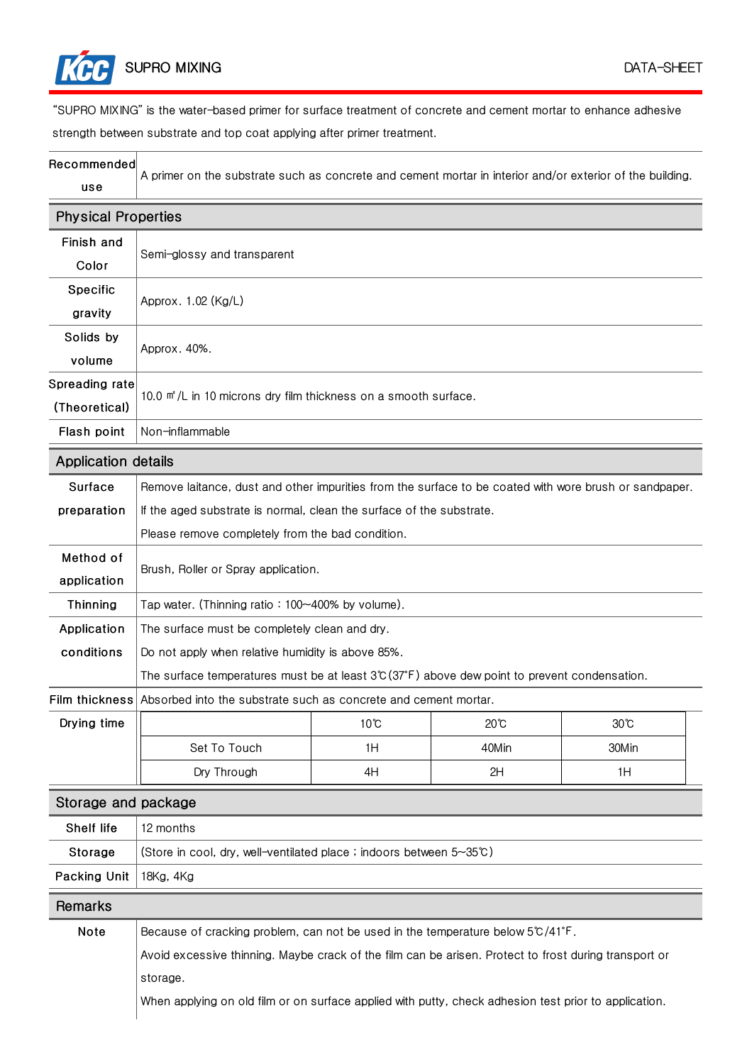# SUPRO MIXING

DATA-SHEET

"SUPRO MIXING" is the water-based primer for surface treatment of concrete and cement mortar to enhance adhesive strength between substrate and top coat applying after primer treatment.

| | |
|---|---|
| Recommended use | A primer on the substrate such as concrete and cement mortar in interior and/or exterior of the building. |

## Physical Properties

| | |
|---|---|
| Finish and Color | Semi-glossy and transparent |
| Specific gravity | Approx. 1.02 (Kg/L) |
| Solids by volume | Approx. 40%. |
| Spreading rate (Theoretical) | 10.0 ㎡/L in 10 microns dry film thickness on a smooth surface. |
| Flash point | Non-inflammable |

## Application details

| | |
|---|---|
| Surface preparation | Remove laitance, dust and other impurities from the surface to be coated with wore brush or sandpaper.<br>If the aged substrate is normal, clean the surface of the substrate.<br>Please remove completely from the bad condition. |
| Method of application | Brush, Roller or Spray application. |
| Thinning | Tap water. (Thinning ratio : 100~400% by volume). |
| Application conditions | The surface must be completely clean and dry.<br>Do not apply when relative humidity is above 85%.<br>The surface temperatures must be at least 3℃(37˚F) above dew point to prevent condensation. |
| Film thickness | Absorbed into the substrate such as concrete and cement mortar. |

**Drying time**

| | 10℃ | 20℃ | 30℃ |
|---|---|---|---|
| Set To Touch | 1H | 40Min | 30Min |
| Dry Through | 4H | 2H | 1H |

## Storage and package

| | |
|---|---|
| Shelf life | 12 months |
| Storage | (Store in cool, dry, well-ventilated place ; indoors between 5~35℃) |
| Packing Unit | 18Kg, 4Kg |

## Remarks

| | |
|---|---|
| Note | Because of cracking problem, can not be used in the temperature below 5℃/41˚F.<br>Avoid excessive thinning. Maybe crack of the film can be arisen. Protect to frost during transport or storage.<br>When applying on old film or on surface applied with putty, check adhesion test prior to application. |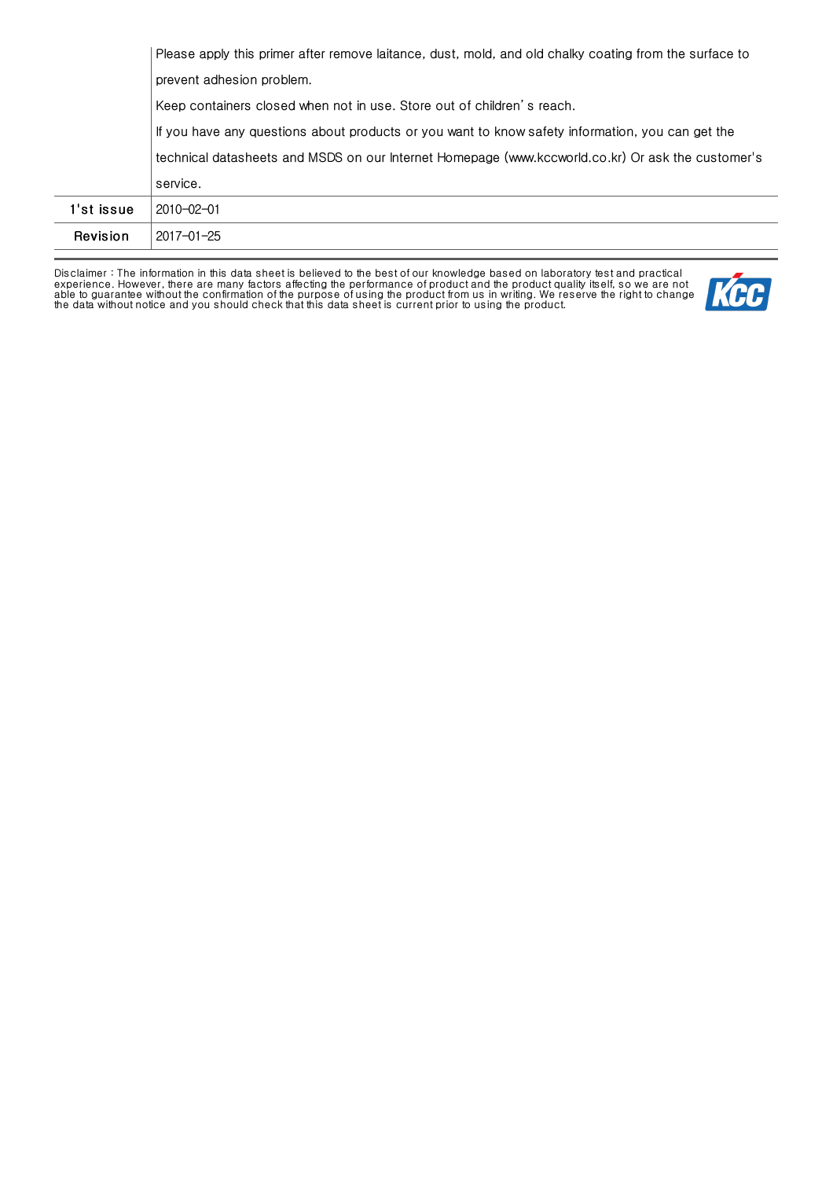| | |
|---|---|
| | Please apply this primer after remove laitance, dust, mold, and old chalky coating from the surface to prevent adhesion problem.<br>Keep containers closed when not in use. Store out of children' s reach.<br>If you have any questions about products or you want to know safety information, you can get the technical datasheets and MSDS on our Internet Homepage (www.kccworld.co.kr) Or ask the customer's service. |
| 1'st issue | 2010-02-01 |
| Revision | 2017-01-25 |

Disclaimer : The information in this data sheet is believed to the best of our knowledge based on laboratory test and practical experience. However, there are many factors affecting the performance of product and the product quality itself, so we are not able to guarantee without the confirmation of the purpose of using the product from us in writing. We reserve the right to change the data without notice and you should check that this data sheet is current prior to using the product.

KCC